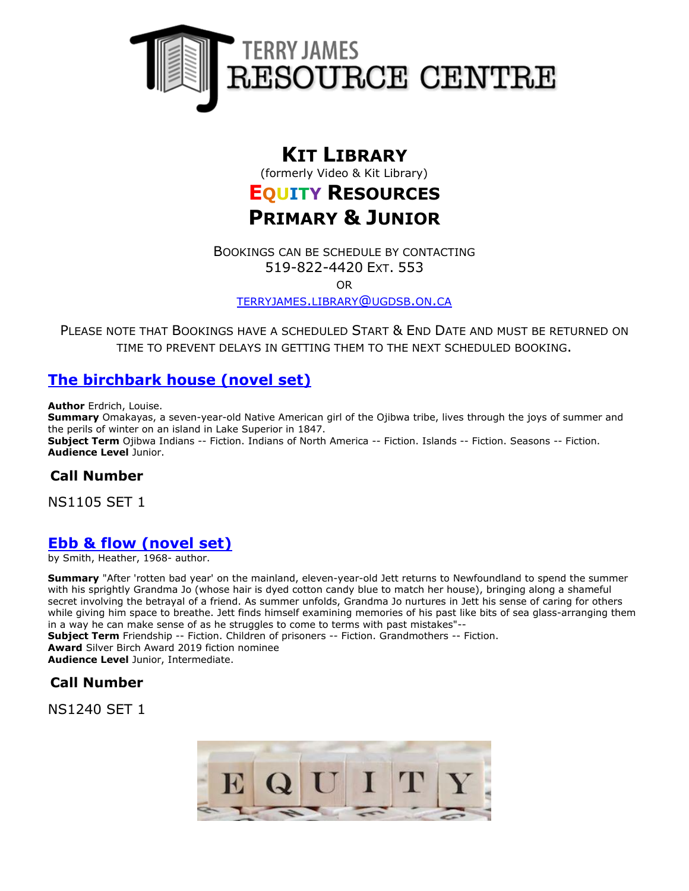TERRY JAMES RESOURCE CENTRE

# KIT LIBRARY

(formerly Video & Kit Library)

# EQUITY RESOURCES
# PRIMARY & JUNIOR

BOOKINGS CAN BE SCHEDULE BY CONTACTING
519-822-4420 EXT. 553
OR
TERRYJAMES.LIBRARY@UGDSB.ON.CA

PLEASE NOTE THAT BOOKINGS HAVE A SCHEDULED START & END DATE AND MUST BE RETURNED ON TIME TO PREVENT DELAYS IN GETTING THEM TO THE NEXT SCHEDULED BOOKING.

## The birchbark house (novel set)

**Author** Erdrich, Louise.
**Summary** Omakayas, a seven-year-old Native American girl of the Ojibwa tribe, lives through the joys of summer and the perils of winter on an island in Lake Superior in 1847.
**Subject Term** Ojibwa Indians -- Fiction. Indians of North America -- Fiction. Islands -- Fiction. Seasons -- Fiction.
**Audience Level** Junior.

### Call Number

NS1105 SET 1

## Ebb & flow (novel set)

by Smith, Heather, 1968- author.

**Summary** "After 'rotten bad year' on the mainland, eleven-year-old Jett returns to Newfoundland to spend the summer with his sprightly Grandma Jo (whose hair is dyed cotton candy blue to match her house), bringing along a shameful secret involving the betrayal of a friend. As summer unfolds, Grandma Jo nurtures in Jett his sense of caring for others while giving him space to breathe. Jett finds himself examining memories of his past like bits of sea glass-arranging them in a way he can make sense of as he struggles to come to terms with past mistakes"--
**Subject Term** Friendship -- Fiction. Children of prisoners -- Fiction. Grandmothers -- Fiction.
**Award** Silver Birch Award 2019 fiction nominee
**Audience Level** Junior, Intermediate.

### Call Number

NS1240 SET 1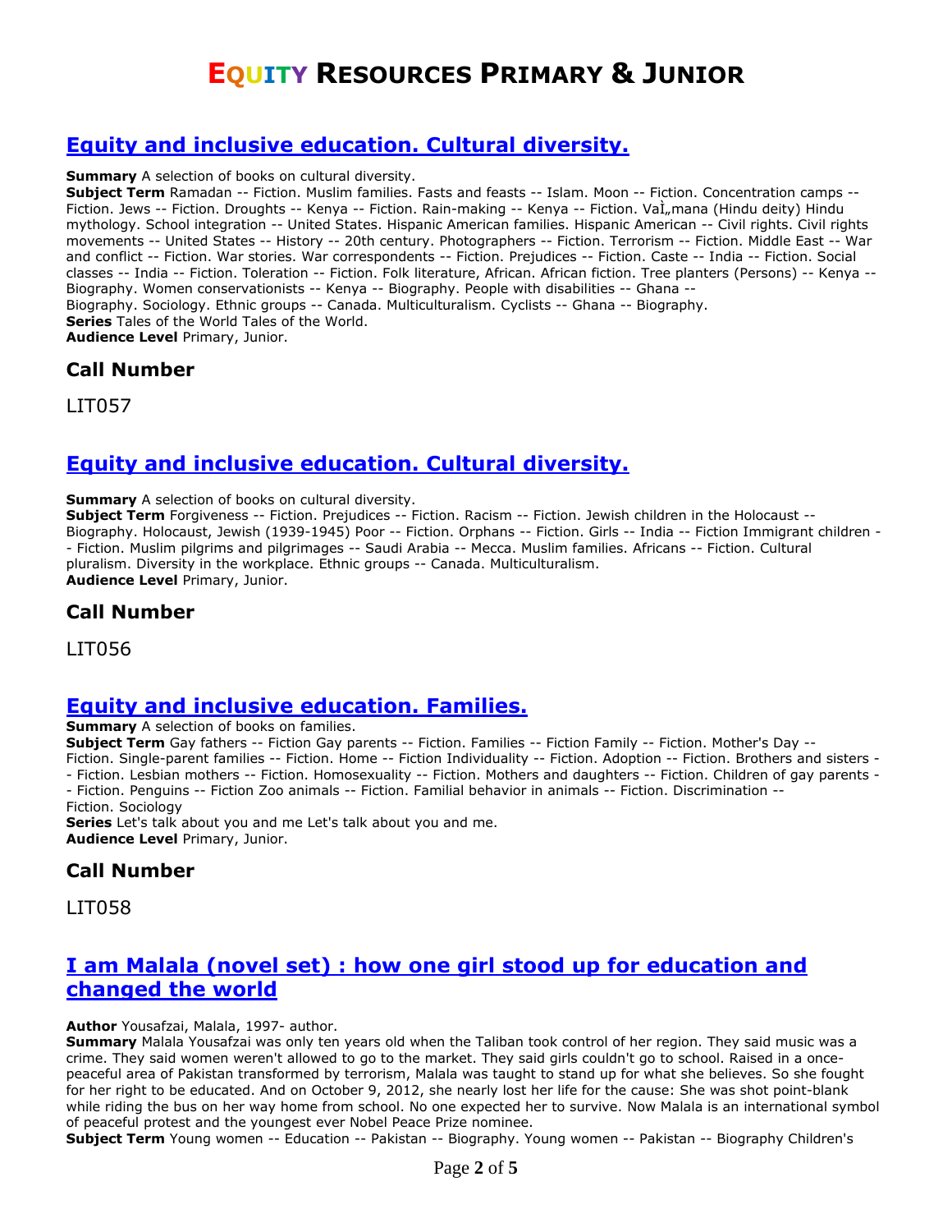## [Equity and inclusive education. Cultural diversity.]

**Summary** A selection of books on cultural diversity.
**Subject Term** Ramadan -- Fiction. Muslim families. Fasts and feasts -- Islam. Moon -- Fiction. Concentration camps -- Fiction. Jews -- Fiction. Droughts -- Kenya -- Fiction. Rain-making -- Kenya -- Fiction. VaÌ„mana (Hindu deity) Hindu mythology. School integration -- United States. Hispanic American families. Hispanic American -- Civil rights. Civil rights movements -- United States -- History -- 20th century. Photographers -- Fiction. Terrorism -- Fiction. Middle East -- War and conflict -- Fiction. War stories. War correspondents -- Fiction. Prejudices -- Fiction. Caste -- India -- Fiction. Social classes -- India -- Fiction. Toleration -- Fiction. Folk literature, African. African fiction. Tree planters (Persons) -- Kenya -- Biography. Women conservationists -- Kenya -- Biography. People with disabilities -- Ghana -- Biography. Sociology. Ethnic groups -- Canada. Multiculturalism. Cyclists -- Ghana -- Biography.
**Series** Tales of the World Tales of the World.
**Audience Level** Primary, Junior.

### Call Number

LIT057

## [Equity and inclusive education. Cultural diversity.]

**Summary** A selection of books on cultural diversity.
**Subject Term** Forgiveness -- Fiction. Prejudices -- Fiction. Racism -- Fiction. Jewish children in the Holocaust -- Biography. Holocaust, Jewish (1939-1945) Poor -- Fiction. Orphans -- Fiction. Girls -- India -- Fiction Immigrant children -- Fiction. Muslim pilgrims and pilgrimages -- Saudi Arabia -- Mecca. Muslim families. Africans -- Fiction. Cultural pluralism. Diversity in the workplace. Ethnic groups -- Canada. Multiculturalism.
**Audience Level** Primary, Junior.

### Call Number

LIT056

## [Equity and inclusive education. Families.]

**Summary** A selection of books on families.
**Subject Term** Gay fathers -- Fiction Gay parents -- Fiction. Families -- Fiction Family -- Fiction. Mother's Day -- Fiction. Single-parent families -- Fiction. Home -- Fiction Individuality -- Fiction. Adoption -- Fiction. Brothers and sisters -- Fiction. Lesbian mothers -- Fiction. Homosexuality -- Fiction. Mothers and daughters -- Fiction. Children of gay parents -- Fiction. Penguins -- Fiction Zoo animals -- Fiction. Familial behavior in animals -- Fiction. Discrimination -- Fiction. Sociology
**Series** Let's talk about you and me Let's talk about you and me.
**Audience Level** Primary, Junior.

### Call Number

LIT058

## [I am Malala (novel set) : how one girl stood up for education and changed the world]

**Author** Yousafzai, Malala, 1997- author.
**Summary** Malala Yousafzai was only ten years old when the Taliban took control of her region. They said music was a crime. They said women weren't allowed to go to the market. They said girls couldn't go to school. Raised in a once-peaceful area of Pakistan transformed by terrorism, Malala was taught to stand up for what she believes. So she fought for her right to be educated. And on October 9, 2012, she nearly lost her life for the cause: She was shot point-blank while riding the bus on her way home from school. No one expected her to survive. Now Malala is an international symbol of peaceful protest and the youngest ever Nobel Peace Prize nominee.
**Subject Term** Young women -- Education -- Pakistan -- Biography. Young women -- Pakistan -- Biography Children's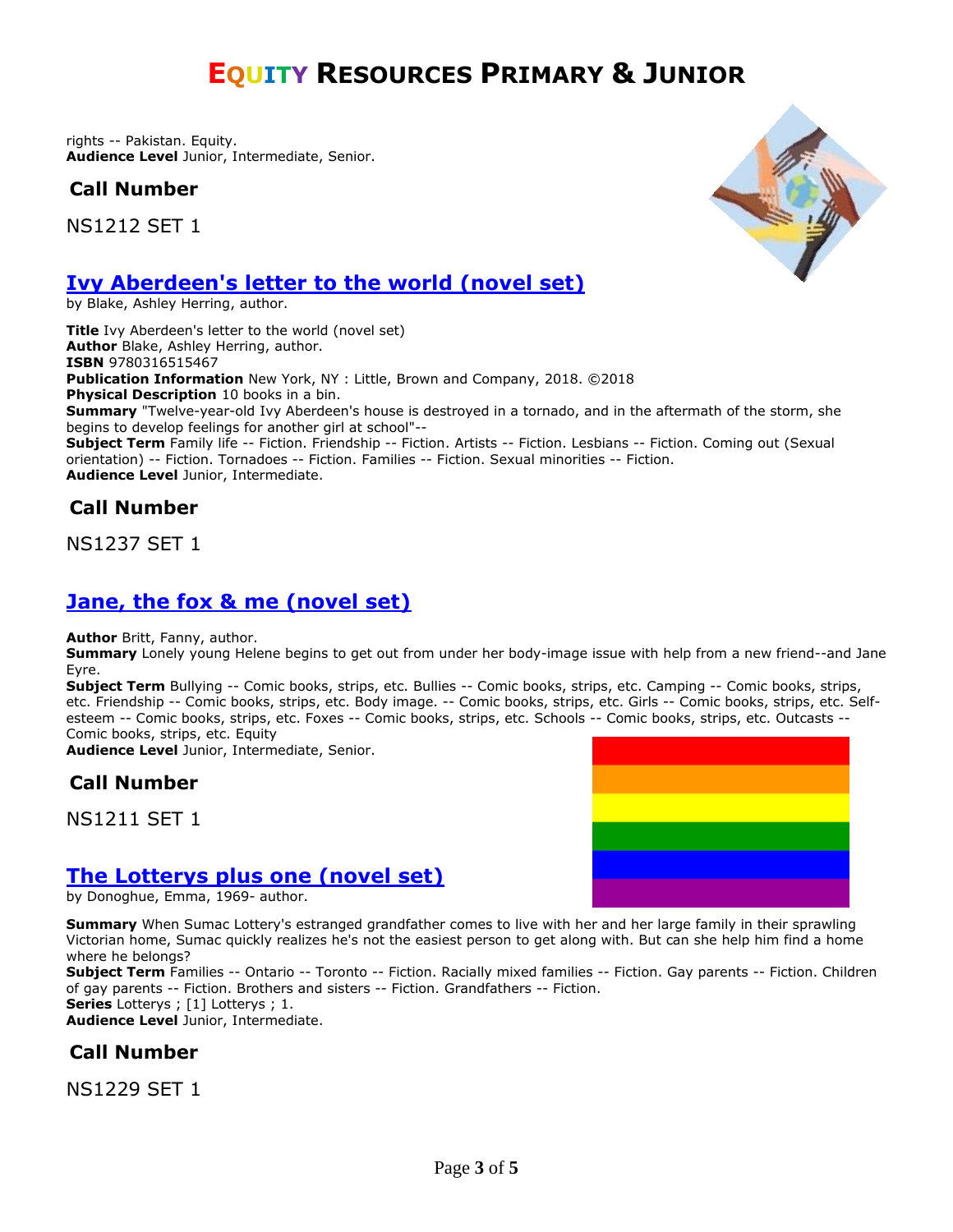rights -- Pakistan. Equity.
**Audience Level** Junior, Intermediate, Senior.

### Call Number

NS1212 SET 1

## Ivy Aberdeen's letter to the world (novel set)

by Blake, Ashley Herring, author.

**Title** Ivy Aberdeen's letter to the world (novel set)
**Author** Blake, Ashley Herring, author.
**ISBN** 9780316515467
**Publication Information** New York, NY : Little, Brown and Company, 2018. ©2018
**Physical Description** 10 books in a bin.
**Summary** "Twelve-year-old Ivy Aberdeen's house is destroyed in a tornado, and in the aftermath of the storm, she begins to develop feelings for another girl at school"--
**Subject Term** Family life -- Fiction. Friendship -- Fiction. Artists -- Fiction. Lesbians -- Fiction. Coming out (Sexual orientation) -- Fiction. Tornadoes -- Fiction. Families -- Fiction. Sexual minorities -- Fiction.
**Audience Level** Junior, Intermediate.

### Call Number

NS1237 SET 1

## Jane, the fox & me (novel set)

**Author** Britt, Fanny, author.
**Summary** Lonely young Helene begins to get out from under her body-image issue with help from a new friend--and Jane Eyre.
**Subject Term** Bullying -- Comic books, strips, etc. Bullies -- Comic books, strips, etc. Camping -- Comic books, strips, etc. Friendship -- Comic books, strips, etc. Body image. -- Comic books, strips, etc. Girls -- Comic books, strips, etc. Self-esteem -- Comic books, strips, etc. Foxes -- Comic books, strips, etc. Schools -- Comic books, strips, etc. Outcasts -- Comic books, strips, etc. Equity
**Audience Level** Junior, Intermediate, Senior.

### Call Number

NS1211 SET 1

## The Lotterys plus one (novel set)

by Donoghue, Emma, 1969- author.

**Summary** When Sumac Lottery's estranged grandfather comes to live with her and her large family in their sprawling Victorian home, Sumac quickly realizes he's not the easiest person to get along with. But can she help him find a home where he belongs?
**Subject Term** Families -- Ontario -- Toronto -- Fiction. Racially mixed families -- Fiction. Gay parents -- Fiction. Children of gay parents -- Fiction. Brothers and sisters -- Fiction. Grandfathers -- Fiction.
**Series** Lotterys ; [1] Lotterys ; 1.
**Audience Level** Junior, Intermediate.

### Call Number

NS1229 SET 1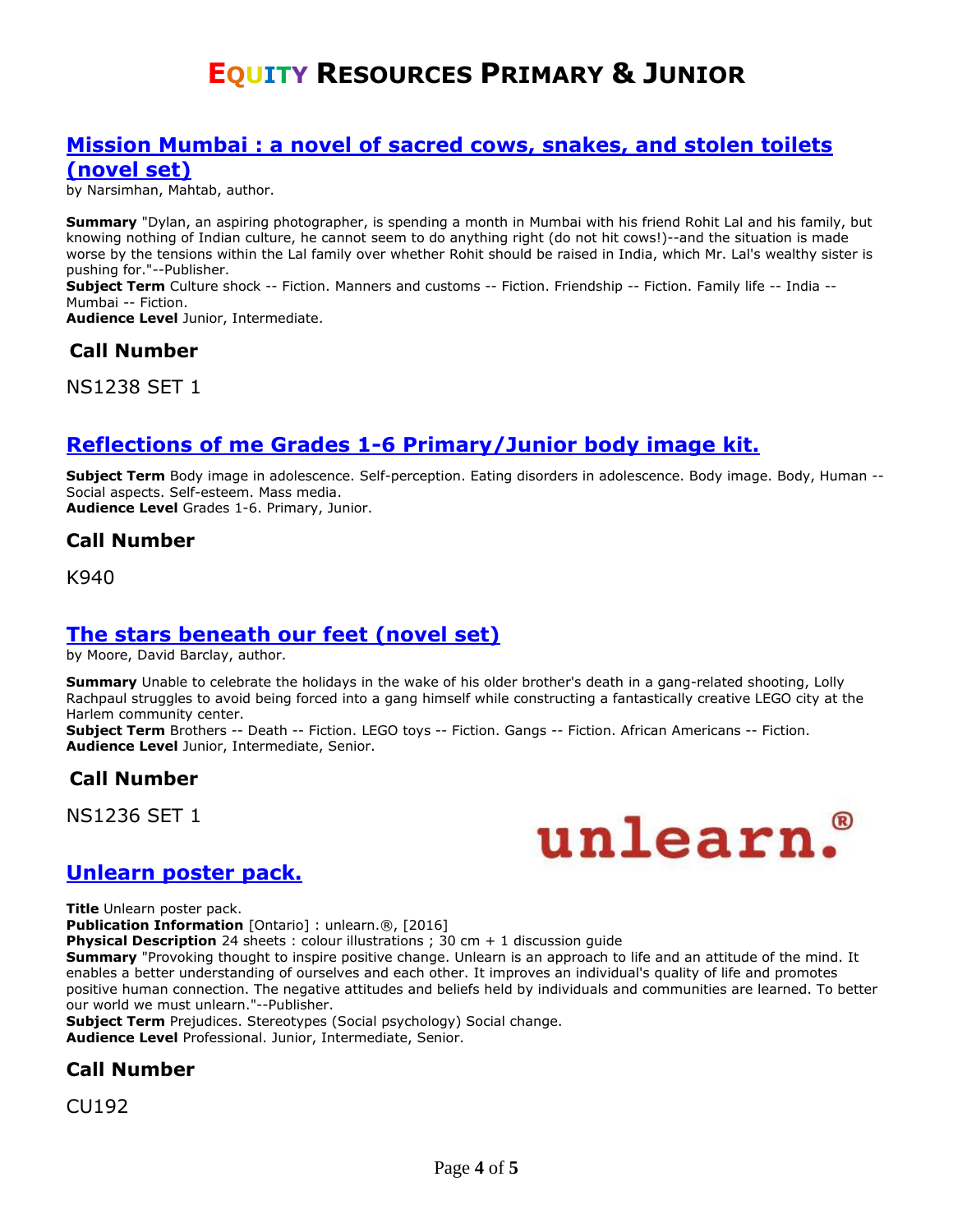## [Mission Mumbai : a novel of sacred cows, snakes, and stolen toilets (novel set)]

by Narsimhan, Mahtab, author.

**Summary** "Dylan, an aspiring photographer, is spending a month in Mumbai with his friend Rohit Lal and his family, but knowing nothing of Indian culture, he cannot seem to do anything right (do not hit cows!)--and the situation is made worse by the tensions within the Lal family over whether Rohit should be raised in India, which Mr. Lal's wealthy sister is pushing for."--Publisher.
**Subject Term** Culture shock -- Fiction. Manners and customs -- Fiction. Friendship -- Fiction. Family life -- India -- Mumbai -- Fiction.
**Audience Level** Junior, Intermediate.

### Call Number

NS1238 SET 1

## [Reflections of me Grades 1-6 Primary/Junior body image kit.]

**Subject Term** Body image in adolescence. Self-perception. Eating disorders in adolescence. Body image. Body, Human -- Social aspects. Self-esteem. Mass media.
**Audience Level** Grades 1-6. Primary, Junior.

### Call Number

K940

## [The stars beneath our feet (novel set)]

by Moore, David Barclay, author.

**Summary** Unable to celebrate the holidays in the wake of his older brother's death in a gang-related shooting, Lolly Rachpaul struggles to avoid being forced into a gang himself while constructing a fantastically creative LEGO city at the Harlem community center.
**Subject Term** Brothers -- Death -- Fiction. LEGO toys -- Fiction. Gangs -- Fiction. African Americans -- Fiction.
**Audience Level** Junior, Intermediate, Senior.

### Call Number

NS1236 SET 1

unlearn.®

## [Unlearn poster pack.]

**Title** Unlearn poster pack.
**Publication Information** [Ontario] : unlearn.®, [2016]
**Physical Description** 24 sheets : colour illustrations ; 30 cm + 1 discussion guide
**Summary** "Provoking thought to inspire positive change. Unlearn is an approach to life and an attitude of the mind. It enables a better understanding of ourselves and each other. It improves an individual's quality of life and promotes positive human connection. The negative attitudes and beliefs held by individuals and communities are learned. To better our world we must unlearn."--Publisher.
**Subject Term** Prejudices. Stereotypes (Social psychology) Social change.
**Audience Level** Professional. Junior, Intermediate, Senior.

### Call Number

CU192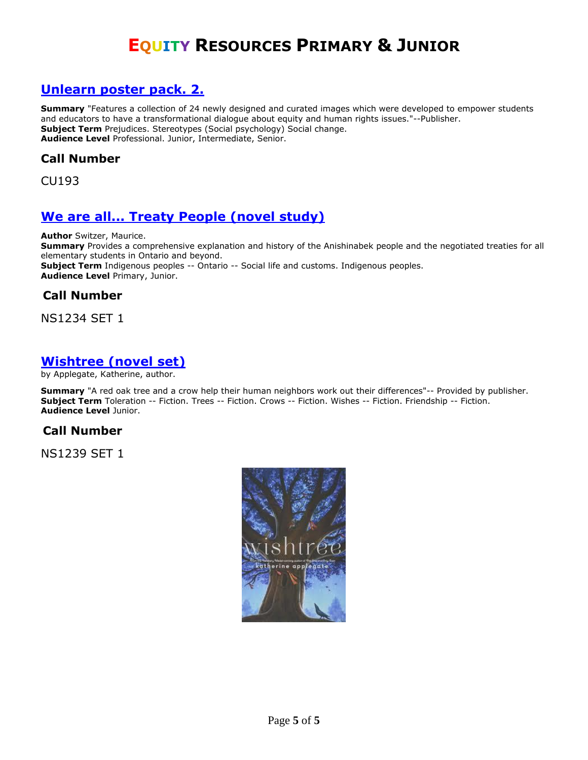# EQUITY RESOURCES PRIMARY & JUNIOR

## [Unlearn poster pack. 2.]

**Summary** "Features a collection of 24 newly designed and curated images which were developed to empower students and educators to have a transformational dialogue about equity and human rights issues."--Publisher.
**Subject Term** Prejudices. Stereotypes (Social psychology) Social change.
**Audience Level** Professional. Junior, Intermediate, Senior.

### Call Number

CU193

## [We are all... Treaty People (novel study)]

**Author** Switzer, Maurice.
**Summary** Provides a comprehensive explanation and history of the Anishinabek people and the negotiated treaties for all elementary students in Ontario and beyond.
**Subject Term** Indigenous peoples -- Ontario -- Social life and customs. Indigenous peoples.
**Audience Level** Primary, Junior.

### Call Number

NS1234 SET 1

## [Wishtree (novel set)]

by Applegate, Katherine, author.

**Summary** "A red oak tree and a crow help their human neighbors work out their differences"-- Provided by publisher.
**Subject Term** Toleration -- Fiction. Trees -- Fiction. Crows -- Fiction. Wishes -- Fiction. Friendship -- Fiction.
**Audience Level** Junior.

### Call Number

NS1239 SET 1